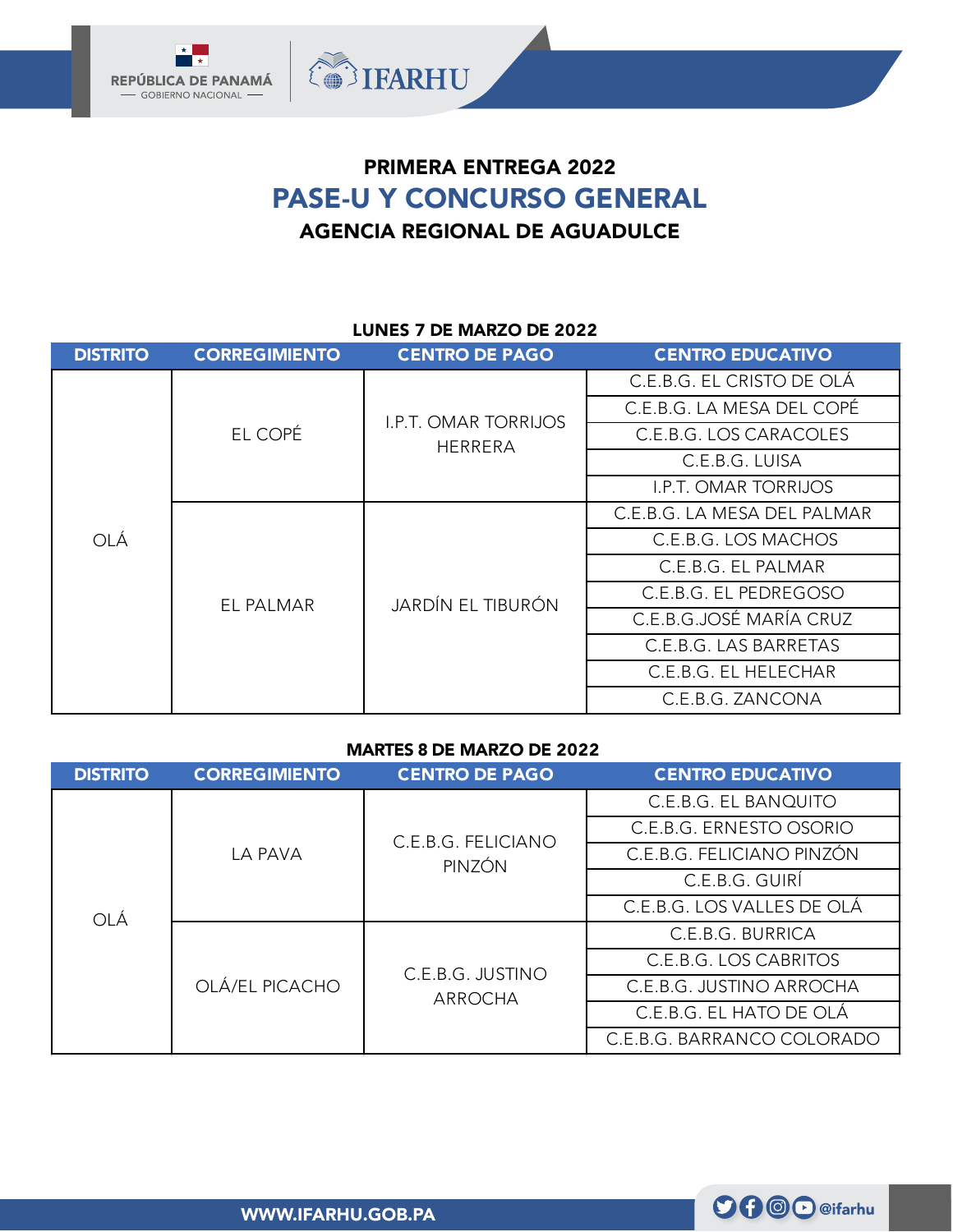## PRIMERA ENTREGA 2022

# PASE-U Y CONCURSO GENERAL

## AGENCIA REGIONAL DE AGUADULCE

**LUNES 7 DE MARZO DE 2022**

| DISTRITO | CORREGIMIENTO | CENTRO DE PAGO | CENTRO EDUCATIVO |
|---|---|---|---|
| OLÁ | EL COPÉ | I.P.T. OMAR TORRIJOS HERRERA | C.E.B.G. EL CRISTO DE OLÁ |
| | | | C.E.B.G. LA MESA DEL COPÉ |
| | | | C.E.B.G. LOS CARACOLES |
| | | | C.E.B.G. LUISA |
| | | | I.P.T. OMAR TORRIJOS |
| | EL PALMAR | JARDÍN EL TIBURÓN | C.E.B.G. LA MESA DEL PALMAR |
| | | | C.E.B.G. LOS MACHOS |
| | | | C.E.B.G. EL PALMAR |
| | | | C.E.B.G. EL PEDREGOSO |
| | | | C.E.B.G.JOSÉ MARÍA CRUZ |
| | | | C.E.B.G. LAS BARRETAS |
| | | | C.E.B.G. EL HELECHAR |
| | | | C.E.B.G. ZANCONA |

**MARTES 8 DE MARZO DE 2022**

| DISTRITO | CORREGIMIENTO | CENTRO DE PAGO | CENTRO EDUCATIVO |
|---|---|---|---|
| OLÁ | LA PAVA | C.E.B.G. FELICIANO PINZÓN | C.E.B.G. EL BANQUITO |
| | | | C.E.B.G. ERNESTO OSORIO |
| | | | C.E.B.G. FELICIANO PINZÓN |
| | | | C.E.B.G. GUIRÍ |
| | | | C.E.B.G. LOS VALLES DE OLÁ |
| | OLÁ/EL PICACHO | C.E.B.G. JUSTINO ARROCHA | C.E.B.G. BURRICA |
| | | | C.E.B.G. LOS CABRITOS |
| | | | C.E.B.G. JUSTINO ARROCHA |
| | | | C.E.B.G. EL HATO DE OLÁ |
| | | | C.E.B.G. BARRANCO COLORADO |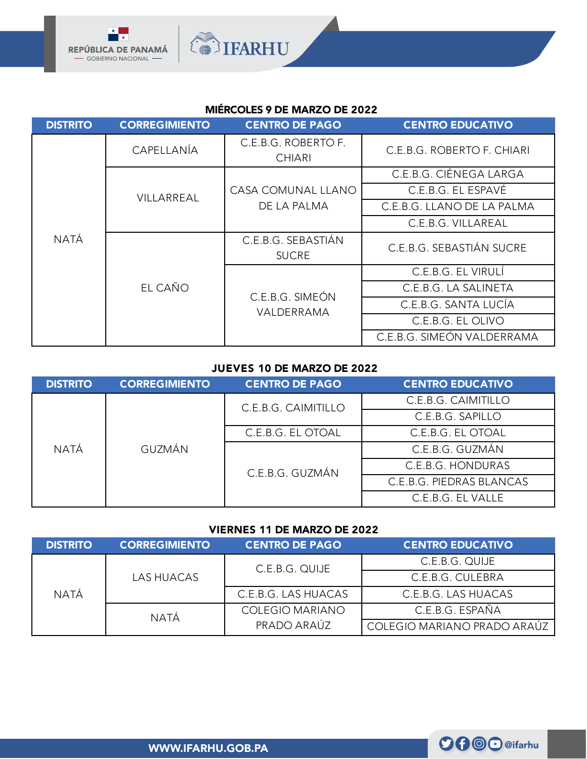### MIÉRCOLES 9 DE MARZO DE 2022

| DISTRITO | CORREGIMIENTO | CENTRO DE PAGO | CENTRO EDUCATIVO |
|---|---|---|---|
| NATÁ | CAPELLANÍA | C.E.B.G. ROBERTO F. CHIARI | C.E.B.G. ROBERTO F. CHIARI |
| | VILLARREAL | CASA COMUNAL LLANO DE LA PALMA | C.E.B.G. CIÉNEGA LARGA |
| | | | C.E.B.G. EL ESPAVÉ |
| | | | C.E.B.G. LLANO DE LA PALMA |
| | | | C.E.B.G. VILLAREAL |
| | EL CAÑO | C.E.B.G. SEBASTIÁN SUCRE | C.E.B.G. SEBASTIÁN SUCRE |
| | | C.E.B.G. SIMEÓN VALDERRAMA | C.E.B.G. EL VIRULÍ |
| | | | C.E.B.G. LA SALINETA |
| | | | C.E.B.G. SANTA LUCÍA |
| | | | C.E.B.G. EL OLIVO |
| | | | C.E.B.G. SIMEÓN VALDERRAMA |

### JUEVES 10 DE MARZO DE 2022

| DISTRITO | CORREGIMIENTO | CENTRO DE PAGO | CENTRO EDUCATIVO |
|---|---|---|---|
| NATÁ | GUZMÁN | C.E.B.G. CAIMITILLO | C.E.B.G. CAIMITILLO |
| | | | C.E.B.G. SAPILLO |
| | | C.E.B.G. EL OTOAL | C.E.B.G. EL OTOAL |
| | | C.E.B.G. GUZMÁN | C.E.B.G. GUZMÁN |
| | | | C.E.B.G. HONDURAS |
| | | | C.E.B.G. PIEDRAS BLANCAS |
| | | | C.E.B.G. EL VALLE |

### VIERNES 11 DE MARZO DE 2022

| DISTRITO | CORREGIMIENTO | CENTRO DE PAGO | CENTRO EDUCATIVO |
|---|---|---|---|
| NATÁ | LAS HUACAS | C.E.B.G. QUIJE | C.E.B.G. QUIJE |
| | | | C.E.B.G. CULEBRA |
| | | C.E.B.G. LAS HUACAS | C.E.B.G. LAS HUACAS |
| | NATÁ | COLEGIO MARIANO PRADO ARAÚZ | C.E.B.G. ESPAÑA |
| | | | COLEGIO MARIANO PRADO ARAÚZ |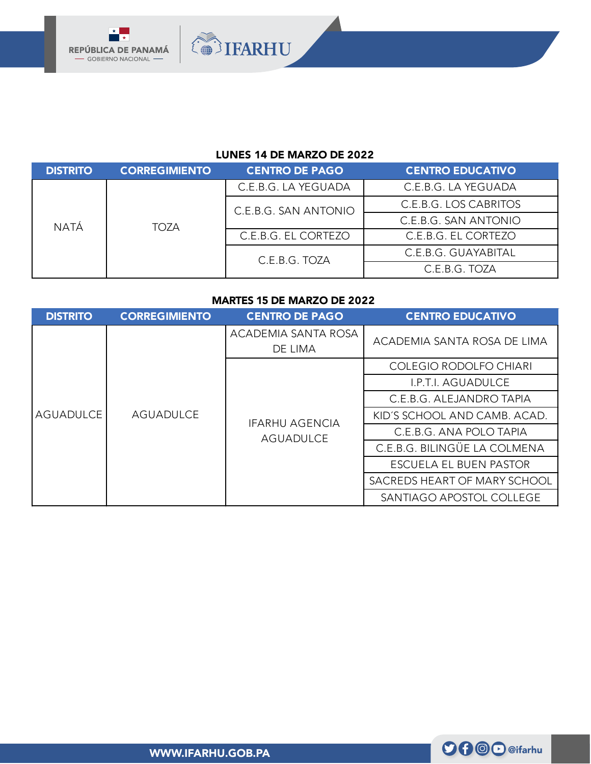**LUNES 14 DE MARZO DE 2022**

| DISTRITO | CORREGIMIENTO | CENTRO DE PAGO | CENTRO EDUCATIVO |
|---|---|---|---|
| NATÁ | TOZA | C.E.B.G. LA YEGUADA | C.E.B.G. LA YEGUADA |
| | | C.E.B.G. SAN ANTONIO | C.E.B.G. LOS CABRITOS |
| | | | C.E.B.G. SAN ANTONIO |
| | | C.E.B.G. EL CORTEZO | C.E.B.G. EL CORTEZO |
| | | C.E.B.G. TOZA | C.E.B.G. GUAYABITAL |
| | | | C.E.B.G. TOZA |

**MARTES 15 DE MARZO DE 2022**

| DISTRITO | CORREGIMIENTO | CENTRO DE PAGO | CENTRO EDUCATIVO |
|---|---|---|---|
| AGUADULCE | AGUADULCE | ACADEMIA SANTA ROSA DE LIMA | ACADEMIA SANTA ROSA DE LIMA |
| | | IFARHU AGENCIA AGUADULCE | COLEGIO RODOLFO CHIARI |
| | | | I.P.T.I. AGUADULCE |
| | | | C.E.B.G. ALEJANDRO TAPIA |
| | | | KID´S SCHOOL AND CAMB. ACAD. |
| | | | C.E.B.G. ANA POLO TAPIA |
| | | | C.E.B.G. BILINGÜE LA COLMENA |
| | | | ESCUELA EL BUEN PASTOR |
| | | | SACREDS HEART OF MARY SCHOOL |
| | | | SANTIAGO APOSTOL COLLEGE |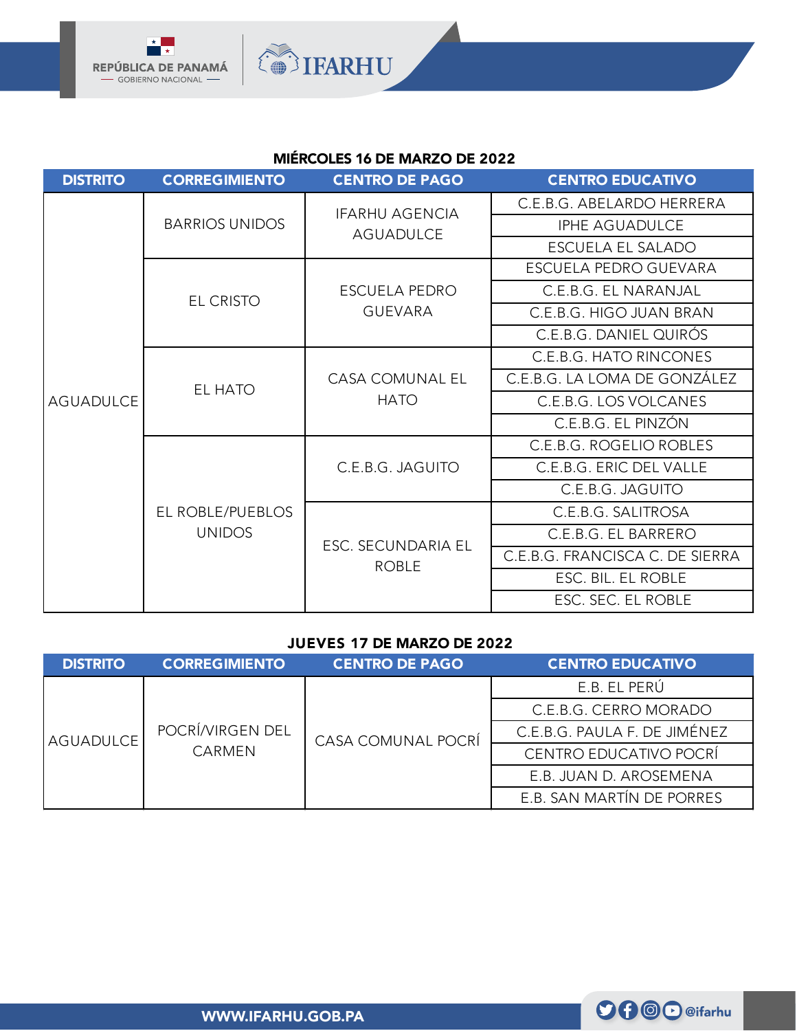## MIÉRCOLES 16 DE MARZO DE 2022

| DISTRITO | CORREGIMIENTO | CENTRO DE PAGO | CENTRO EDUCATIVO |
|---|---|---|---|
| AGUADULCE | BARRIOS UNIDOS | IFARHU AGENCIA AGUADULCE | C.E.B.G. ABELARDO HERRERA |
| | | | IPHE AGUADULCE |
| | | | ESCUELA EL SALADO |
| | EL CRISTO | ESCUELA PEDRO GUEVARA | ESCUELA PEDRO GUEVARA |
| | | | C.E.B.G. EL NARANJAL |
| | | | C.E.B.G. HIGO JUAN BRAN |
| | | | C.E.B.G. DANIEL QUIRÓS |
| | EL HATO | CASA COMUNAL EL HATO | C.E.B.G. HATO RINCONES |
| | | | C.E.B.G. LA LOMA DE GONZÁLEZ |
| | | | C.E.B.G. LOS VOLCANES |
| | | | C.E.B.G. EL PINZÓN |
| | EL ROBLE/PUEBLOS UNIDOS | C.E.B.G. JAGUITO | C.E.B.G. ROGELIO ROBLES |
| | | | C.E.B.G. ERIC DEL VALLE |
| | | | C.E.B.G. JAGUITO |
| | | ESC. SECUNDARIA EL ROBLE | C.E.B.G. SALITROSA |
| | | | C.E.B.G. EL BARRERO |
| | | | C.E.B.G. FRANCISCA C. DE SIERRA |
| | | | ESC. BIL. EL ROBLE |
| | | | ESC. SEC. EL ROBLE |

## JUEVES 17 DE MARZO DE 2022

| DISTRITO | CORREGIMIENTO | CENTRO DE PAGO | CENTRO EDUCATIVO |
|---|---|---|---|
| AGUADULCE | POCRÍ/VIRGEN DEL CARMEN | CASA COMUNAL POCRÍ | E.B. EL PERÚ |
| | | | C.E.B.G. CERRO MORADO |
| | | | C.E.B.G. PAULA F. DE JIMÉNEZ |
| | | | CENTRO EDUCATIVO POCRÍ |
| | | | E.B. JUAN D. AROSEMENA |
| | | | E.B. SAN MARTÍN DE PORRES |